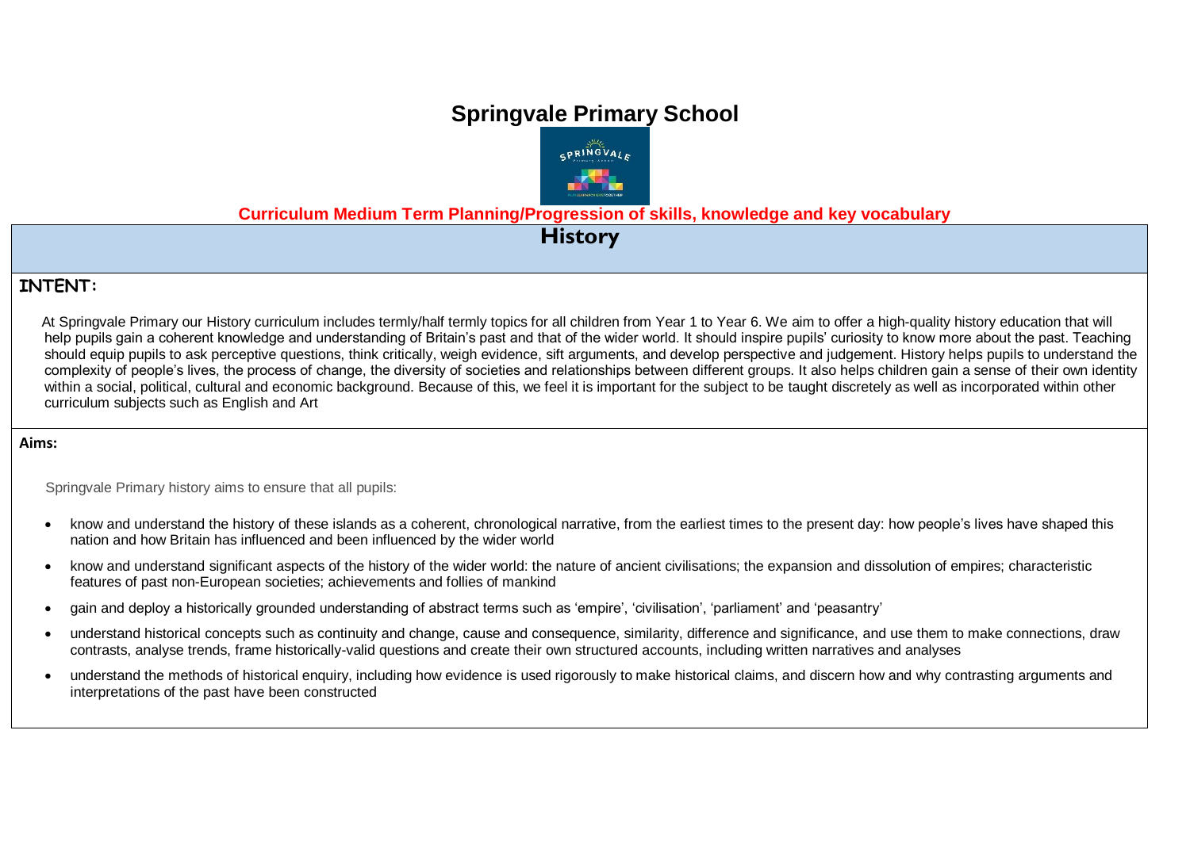# Springvale Primary School

**Curriculum Medium Term Planning/Progression of skills, knowledge and key vocabulary**

## History

### INTENT:

At Springvale Primary our History curriculum includes termly/half termly topics for all children from Year 1 to Year 6. We aim to offer a high-quality history education that will help pupils gain a coherent knowledge and understanding of Britain's past and that of the wider world. It should inspire pupils' curiosity to know more about the past. Teaching should equip pupils to ask perceptive questions, think critically, weigh evidence, sift arguments, and develop perspective and judgement. History helps pupils to understand the complexity of people's lives, the process of change, the diversity of societies and relationships between different groups. It also helps children gain a sense of their own identity within a social, political, cultural and economic background. Because of this, we feel it is important for the subject to be taught discretely as well as incorporated within other curriculum subjects such as English and Art

**Aims:**

Springvale Primary history aims to ensure that all pupils:

- know and understand the history of these islands as a coherent, chronological narrative, from the earliest times to the present day: how people's lives have shaped this nation and how Britain has influenced and been influenced by the wider world
- know and understand significant aspects of the history of the wider world: the nature of ancient civilisations; the expansion and dissolution of empires; characteristic features of past non-European societies; achievements and follies of mankind
- gain and deploy a historically grounded understanding of abstract terms such as 'empire', 'civilisation', 'parliament' and 'peasantry'
- understand historical concepts such as continuity and change, cause and consequence, similarity, difference and significance, and use them to make connections, draw contrasts, analyse trends, frame historically-valid questions and create their own structured accounts, including written narratives and analyses
- understand the methods of historical enquiry, including how evidence is used rigorously to make historical claims, and discern how and why contrasting arguments and interpretations of the past have been constructed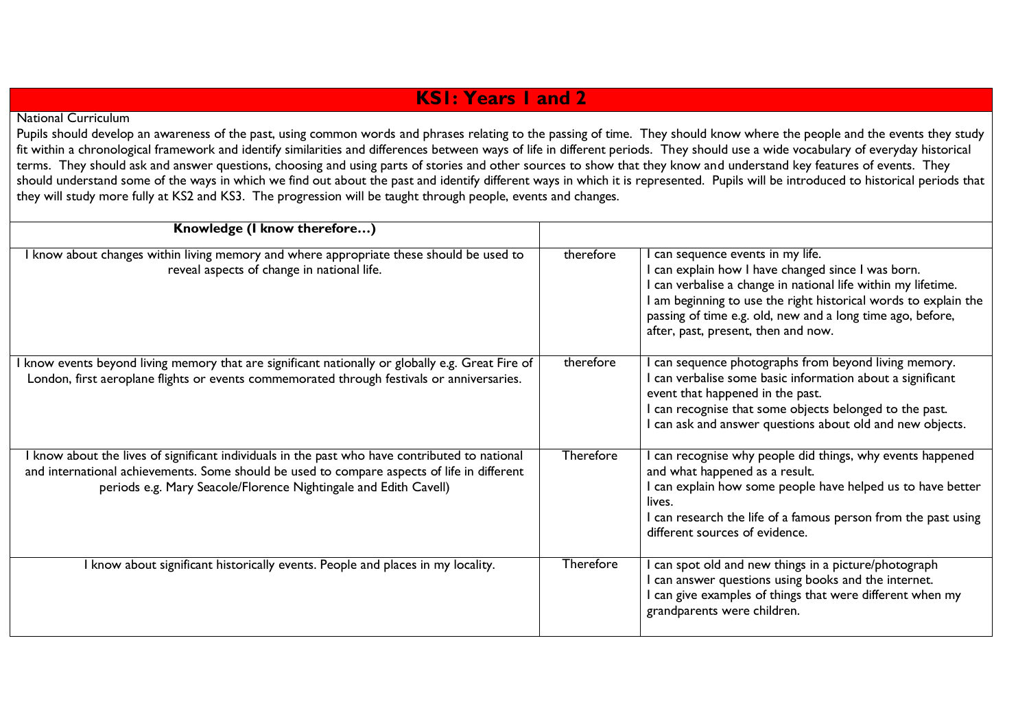# KS1: Years 1 and 2

National Curriculum

Pupils should develop an awareness of the past, using common words and phrases relating to the passing of time. They should know where the people and the events they study fit within a chronological framework and identify similarities and differences between ways of life in different periods. They should use a wide vocabulary of everyday historical terms. They should ask and answer questions, choosing and using parts of stories and other sources to show that they know and understand key features of events. They should understand some of the ways in which we find out about the past and identify different ways in which it is represented. Pupils will be introduced to historical periods that they will study more fully at KS2 and KS3. The progression will be taught through people, events and changes.

| **Knowledge (I know therefore…)** | | |
|---|---|---|
| I know about changes within living memory and where appropriate these should be used to reveal aspects of change in national life. | therefore | I can sequence events in my life.<br>I can explain how I have changed since I was born.<br>I can verbalise a change in national life within my lifetime.<br>I am beginning to use the right historical words to explain the passing of time e.g. old, new and a long time ago, before, after, past, present, then and now. |
| I know events beyond living memory that are significant nationally or globally e.g. Great Fire of London, first aeroplane flights or events commemorated through festivals or anniversaries. | therefore | I can sequence photographs from beyond living memory.<br>I can verbalise some basic information about a significant event that happened in the past.<br>I can recognise that some objects belonged to the past.<br>I can ask and answer questions about old and new objects. |
| I know about the lives of significant individuals in the past who have contributed to national and international achievements. Some should be used to compare aspects of life in different periods e.g. Mary Seacole/Florence Nightingale and Edith Cavell) | Therefore | I can recognise why people did things, why events happened and what happened as a result.<br>I can explain how some people have helped us to have better lives.<br>I can research the life of a famous person from the past using different sources of evidence. |
| I know about significant historically events. People and places in my locality. | Therefore | I can spot old and new things in a picture/photograph<br>I can answer questions using books and the internet.<br>I can give examples of things that were different when my grandparents were children. |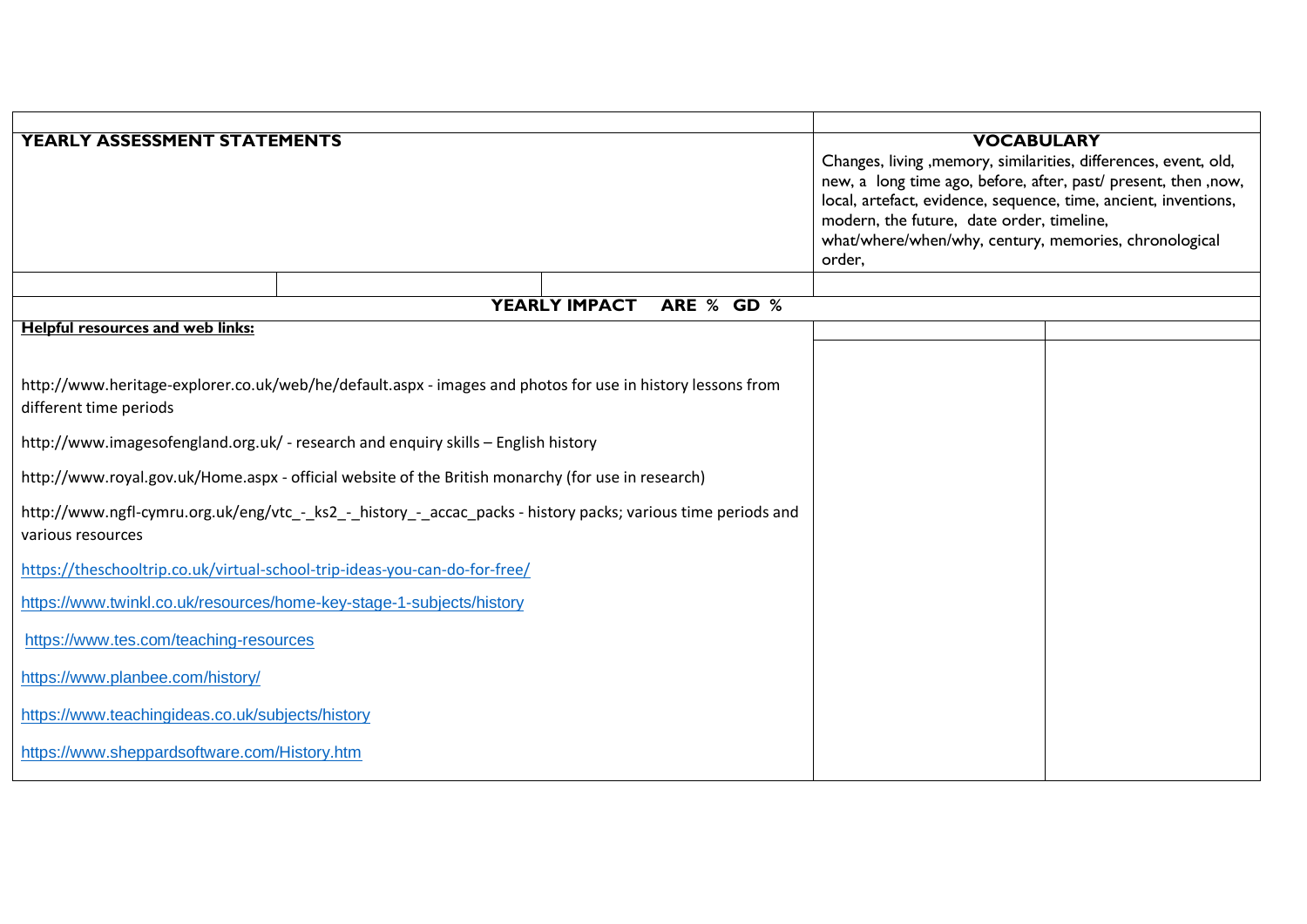| YEARLY ASSESSMENT STATEMENTS | | | VOCABULARY |
|---|---|---|---|
| | | | Changes, living ,memory, similarities, differences, event, old, new, a long time ago, before, after, past/ present, then ,now, local, artefact, evidence, sequence, time, ancient, inventions, modern, the future, date order, timeline, what/where/when/why, century, memories, chronological order, |
| | | | |

**YEARLY IMPACT ARE % GD %**

| Helpful resources and web links: | | |
|---|---|---|
| http://www.heritage-explorer.co.uk/web/he/default.aspx - images and photos for use in history lessons from different time periods<br><br>http://www.imagesofengland.org.uk/ - research and enquiry skills – English history<br><br>http://www.royal.gov.uk/Home.aspx - official website of the British monarchy (for use in research)<br><br>http://www.ngfl-cymru.org.uk/eng/vtc_-_ks2_-_history_-_accac_packs - history packs; various time periods and various resources<br><br>https://theschooltrip.co.uk/virtual-school-trip-ideas-you-can-do-for-free/<br><br>https://www.twinkl.co.uk/resources/home-key-stage-1-subjects/history<br><br>https://www.tes.com/teaching-resources<br><br>https://www.planbee.com/history/<br><br>https://www.teachingideas.co.uk/subjects/history<br><br>https://www.sheppardsoftware.com/History.htm | | |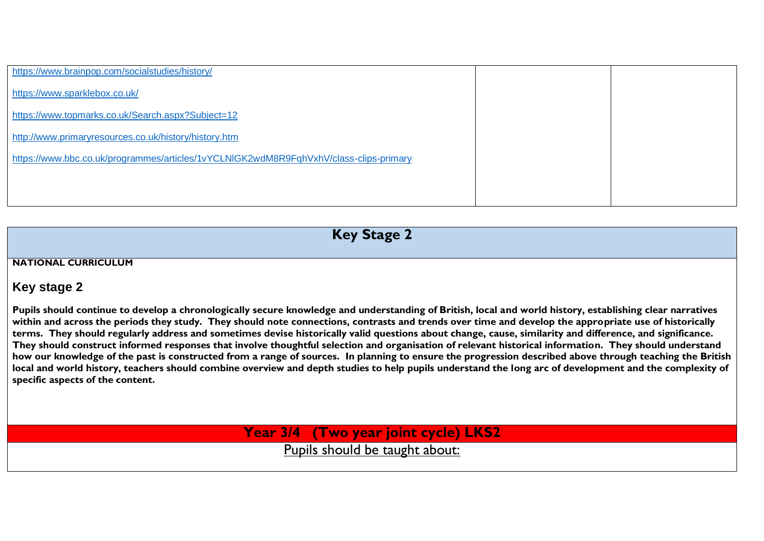| | | |
|---|---|---|
| https://www.brainpop.com/socialstudies/history/<br><br>https://www.sparklebox.co.uk/<br><br>https://www.topmarks.co.uk/Search.aspx?Subject=12<br><br>http://www.primaryresources.co.uk/history/history.htm<br><br>https://www.bbc.co.uk/programmes/articles/1vYCLNlGK2wdM8R9FqhVxhV/class-clips-primary | | |

## Key Stage 2

**NATIONAL CURRICULUM**

### Key stage 2

**Pupils should continue to develop a chronologically secure knowledge and understanding of British, local and world history, establishing clear narratives within and across the periods they study. They should note connections, contrasts and trends over time and develop the appropriate use of historically terms. They should regularly address and sometimes devise historically valid questions about change, cause, similarity and difference, and significance. They should construct informed responses that involve thoughtful selection and organisation of relevant historical information. They should understand how our knowledge of the past is constructed from a range of sources. In planning to ensure the progression described above through teaching the British local and world history, teachers should combine overview and depth studies to help pupils understand the long arc of development and the complexity of specific aspects of the content.**

## Year 3/4 (Two year joint cycle) LKS2

Pupils should be taught about: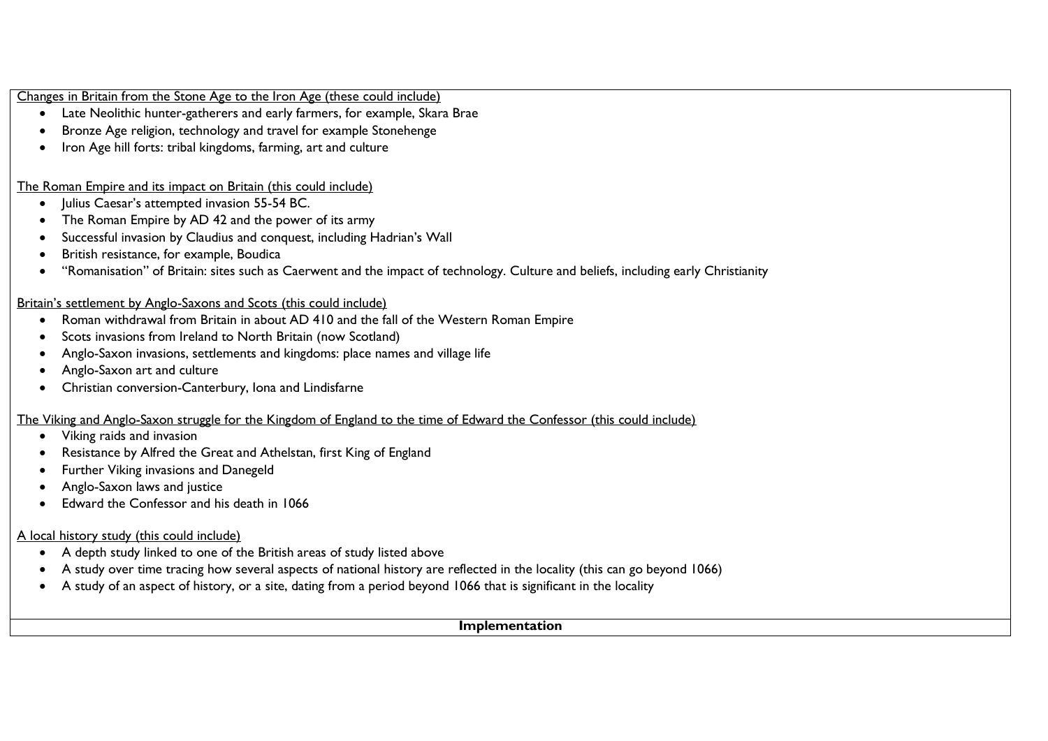Changes in Britain from the Stone Age to the Iron Age (these could include)

- Late Neolithic hunter-gatherers and early farmers, for example, Skara Brae
- Bronze Age religion, technology and travel for example Stonehenge
- Iron Age hill forts: tribal kingdoms, farming, art and culture

The Roman Empire and its impact on Britain (this could include)

- Julius Caesar's attempted invasion 55-54 BC.
- The Roman Empire by AD 42 and the power of its army
- Successful invasion by Claudius and conquest, including Hadrian's Wall
- British resistance, for example, Boudica
- "Romanisation" of Britain: sites such as Caerwent and the impact of technology. Culture and beliefs, including early Christianity

Britain's settlement by Anglo-Saxons and Scots (this could include)

- Roman withdrawal from Britain in about AD 410 and the fall of the Western Roman Empire
- Scots invasions from Ireland to North Britain (now Scotland)
- Anglo-Saxon invasions, settlements and kingdoms: place names and village life
- Anglo-Saxon art and culture
- Christian conversion-Canterbury, Iona and Lindisfarne

The Viking and Anglo-Saxon struggle for the Kingdom of England to the time of Edward the Confessor (this could include)

- Viking raids and invasion
- Resistance by Alfred the Great and Athelstan, first King of England
- Further Viking invasions and Danegeld
- Anglo-Saxon laws and justice
- Edward the Confessor and his death in 1066

A local history study (this could include)

- A depth study linked to one of the British areas of study listed above
- A study over time tracing how several aspects of national history are reflected in the locality (this can go beyond 1066)
- A study of an aspect of history, or a site, dating from a period beyond 1066 that is significant in the locality

**Implementation**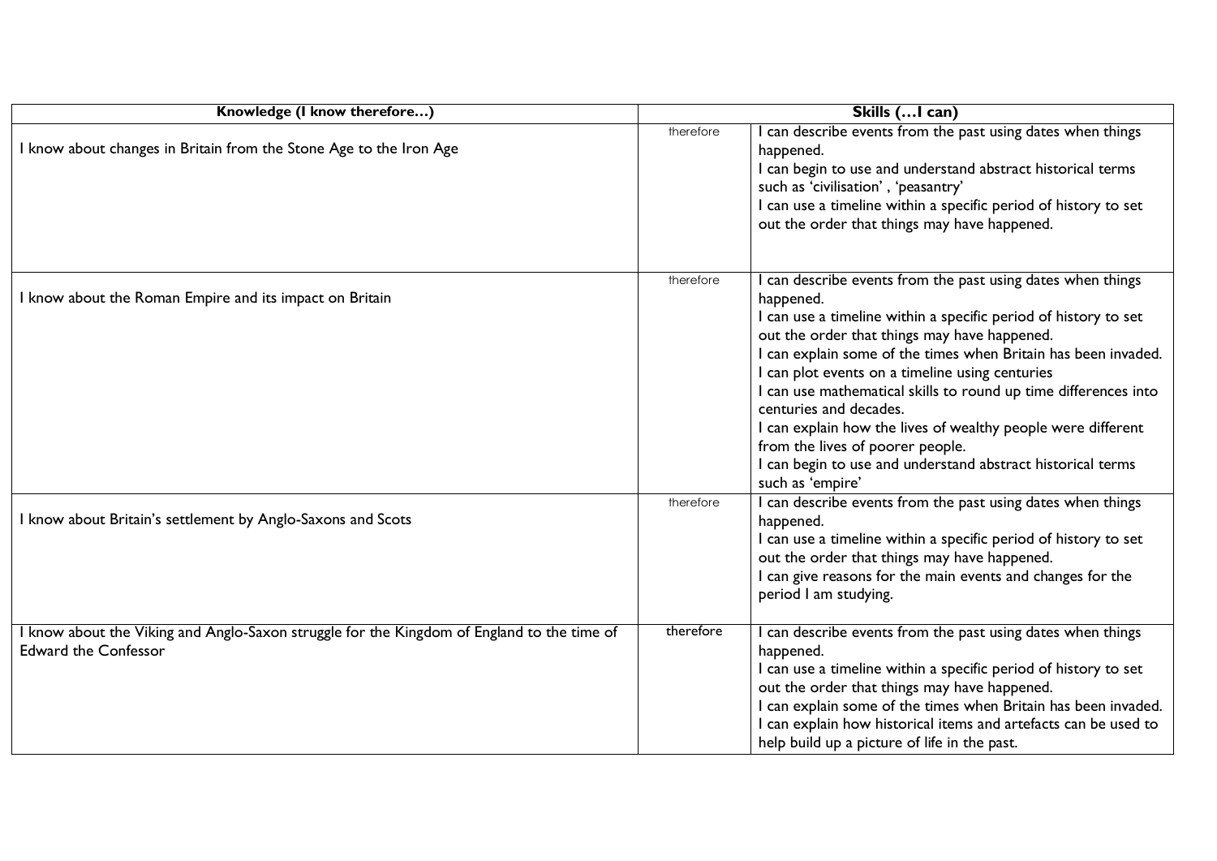| Knowledge (I know therefore…) | Skills (…I can) | |
|---|---|---|
| I know about changes in Britain from the Stone Age to the Iron Age | therefore | I can describe events from the past using dates when things happened.<br>I can begin to use and understand abstract historical terms such as 'civilisation' , 'peasantry'<br>I can use a timeline within a specific period of history to set out the order that things may have happened. |
| I know about the Roman Empire and its impact on Britain | therefore | I can describe events from the past using dates when things happened.<br>I can use a timeline within a specific period of history to set out the order that things may have happened.<br>I can explain some of the times when Britain has been invaded.<br>I can plot events on a timeline using centuries<br>I can use mathematical skills to round up time differences into centuries and decades.<br>I can explain how the lives of wealthy people were different from the lives of poorer people.<br>I can begin to use and understand abstract historical terms such as 'empire' |
| I know about Britain's settlement by Anglo-Saxons and Scots | therefore | I can describe events from the past using dates when things happened.<br>I can use a timeline within a specific period of history to set out the order that things may have happened.<br>I can give reasons for the main events and changes for the period I am studying. |
| I know about the Viking and Anglo-Saxon struggle for the Kingdom of England to the time of Edward the Confessor | therefore | I can describe events from the past using dates when things happened.<br>I can use a timeline within a specific period of history to set out the order that things may have happened.<br>I can explain some of the times when Britain has been invaded.<br>I can explain how historical items and artefacts can be used to help build up a picture of life in the past. |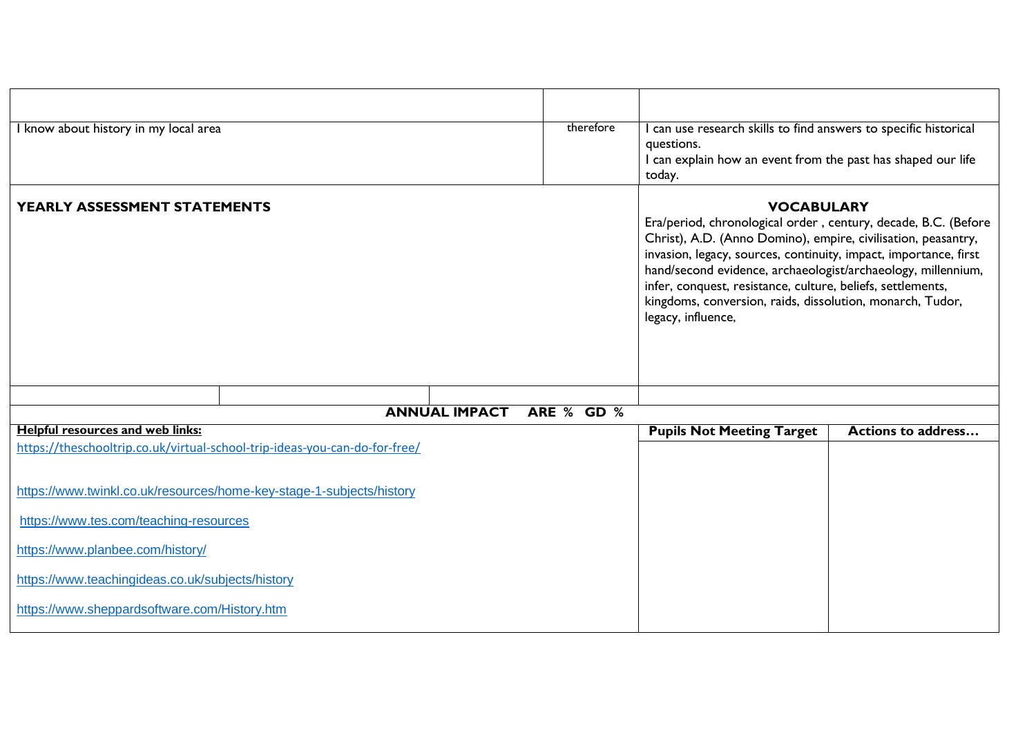| | | |
|---|---|---|
| | | |
| I know about history in my local area | therefore | I can use research skills to find answers to specific historical questions.<br>I can explain how an event from the past has shaped our life today. |

| **YEARLY ASSESSMENT STATEMENTS** | **VOCABULARY** |
|---|---|
| | Era/period, chronological order , century, decade, B.C. (Before Christ), A.D. (Anno Domino), empire, civilisation, peasantry, invasion, legacy, sources, continuity, impact, importance, first hand/second evidence, archaeologist/archaeology, millennium, infer, conquest, resistance, culture, beliefs, settlements, kingdoms, conversion, raids, dissolution, monarch, Tudor, legacy, influence, |

| | | | |
|---|---|---|---|
| | | | |

**ANNUAL IMPACT ARE % GD %**

| Helpful resources and web links: | Pupils Not Meeting Target | Actions to address… |
|---|---|---|
| https://theschooltrip.co.uk/virtual-school-trip-ideas-you-can-do-for-free/<br><br>https://www.twinkl.co.uk/resources/home-key-stage-1-subjects/history<br><br>https://www.tes.com/teaching-resources<br><br>https://www.planbee.com/history/<br><br>https://www.teachingideas.co.uk/subjects/history<br><br>https://www.sheppardsoftware.com/History.htm | | |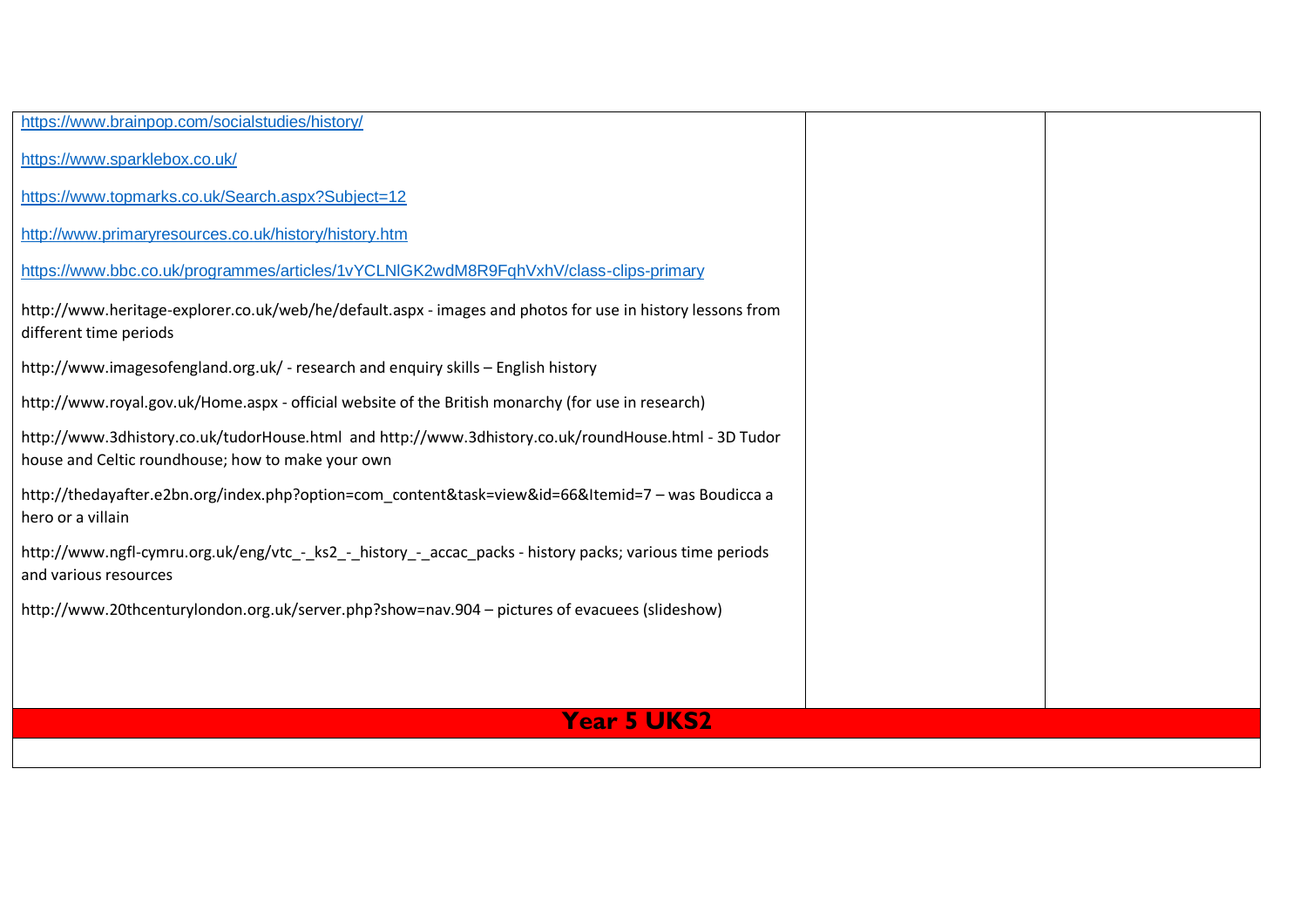| | | |
|---|---|---|
| https://www.brainpop.com/socialstudies/history/<br><br>https://www.sparklebox.co.uk/<br><br>https://www.topmarks.co.uk/Search.aspx?Subject=12<br><br>http://www.primaryresources.co.uk/history/history.htm<br><br>https://www.bbc.co.uk/programmes/articles/1vYCLNlGK2wdM8R9FqhVxhV/class-clips-primary<br><br>http://www.heritage-explorer.co.uk/web/he/default.aspx - images and photos for use in history lessons from different time periods<br><br>http://www.imagesofengland.org.uk/ - research and enquiry skills – English history<br><br>http://www.royal.gov.uk/Home.aspx - official website of the British monarchy (for use in research)<br><br>http://www.3dhistory.co.uk/tudorHouse.html and http://www.3dhistory.co.uk/roundHouse.html - 3D Tudor house and Celtic roundhouse; how to make your own<br><br>http://thedayafter.e2bn.org/index.php?option=com_content&task=view&id=66&Itemid=7 – was Boudicca a hero or a villain<br><br>http://www.ngfl-cymru.org.uk/eng/vtc_-_ks2_-_history_-_accac_packs - history packs; various time periods and various resources<br><br>http://www.20thcenturylondon.org.uk/server.php?show=nav.904 – pictures of evacuees (slideshow) | | |
| **Year 5 UKS2** | | |
| | | |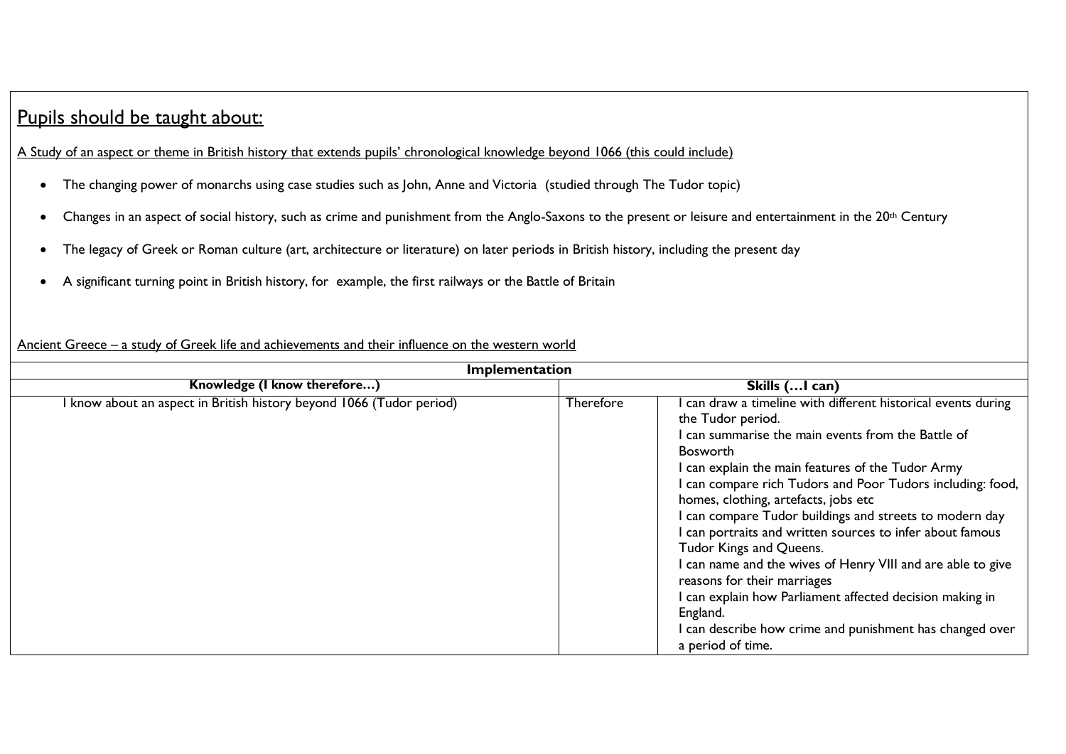## Pupils should be taught about:

A Study of an aspect or theme in British history that extends pupils' chronological knowledge beyond 1066 (this could include)

- The changing power of monarchs using case studies such as John, Anne and Victoria (studied through The Tudor topic)
- Changes in an aspect of social history, such as crime and punishment from the Anglo-Saxons to the present or leisure and entertainment in the 20th Century
- The legacy of Greek or Roman culture (art, architecture or literature) on later periods in British history, including the present day
- A significant turning point in British history, for example, the first railways or the Battle of Britain

Ancient Greece – a study of Greek life and achievements and their influence on the western world

| Implementation | | |
|---|---|---|
| **Knowledge (I know therefore…)** | **Skills (…I can)** | |
| I know about an aspect in British history beyond 1066 (Tudor period) | Therefore | I can draw a timeline with different historical events during the Tudor period.<br>I can summarise the main events from the Battle of Bosworth<br>I can explain the main features of the Tudor Army<br>I can compare rich Tudors and Poor Tudors including: food, homes, clothing, artefacts, jobs etc<br>I can compare Tudor buildings and streets to modern day<br>I can portraits and written sources to infer about famous Tudor Kings and Queens.<br>I can name and the wives of Henry VIII and are able to give reasons for their marriages<br>I can explain how Parliament affected decision making in England.<br>I can describe how crime and punishment has changed over a period of time. |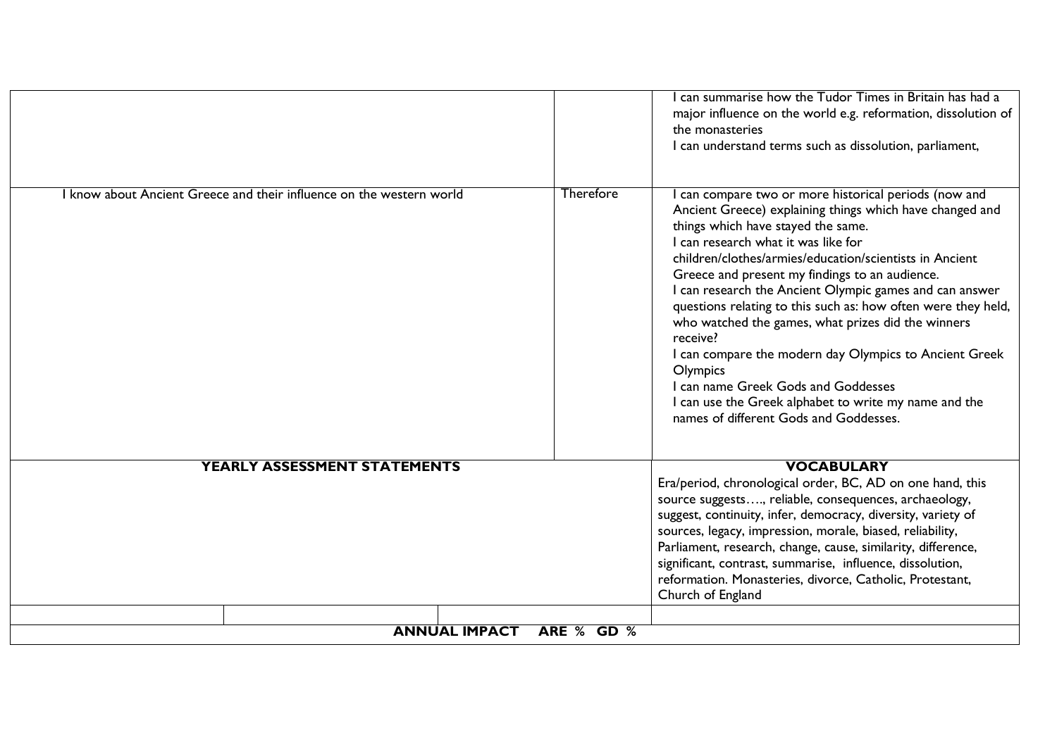| | | |
|---|---|---|
| | | I can summarise how the Tudor Times in Britain has had a major influence on the world e.g. reformation, dissolution of the monasteries<br>I can understand terms such as dissolution, parliament, |
| I know about Ancient Greece and their influence on the western world | Therefore | I can compare two or more historical periods (now and Ancient Greece) explaining things which have changed and things which have stayed the same.<br>I can research what it was like for children/clothes/armies/education/scientists in Ancient Greece and present my findings to an audience.<br>I can research the Ancient Olympic games and can answer questions relating to this such as: how often were they held, who watched the games, what prizes did the winners receive?<br>I can compare the modern day Olympics to Ancient Greek Olympics<br>I can name Greek Gods and Goddesses<br>I can use the Greek alphabet to write my name and the names of different Gods and Goddesses. |
| **YEARLY ASSESSMENT STATEMENTS** | | **VOCABULARY**<br>Era/period, chronological order, BC, AD on one hand, this source suggests…., reliable, consequences, archaeology, suggest, continuity, infer, democracy, diversity, variety of sources, legacy, impression, morale, biased, reliability, Parliament, research, change, cause, similarity, difference, significant, contrast, summarise, influence, dissolution, reformation. Monasteries, divorce, Catholic, Protestant, Church of England |
| | | |
| **ANNUAL IMPACT ARE % GD %** | | |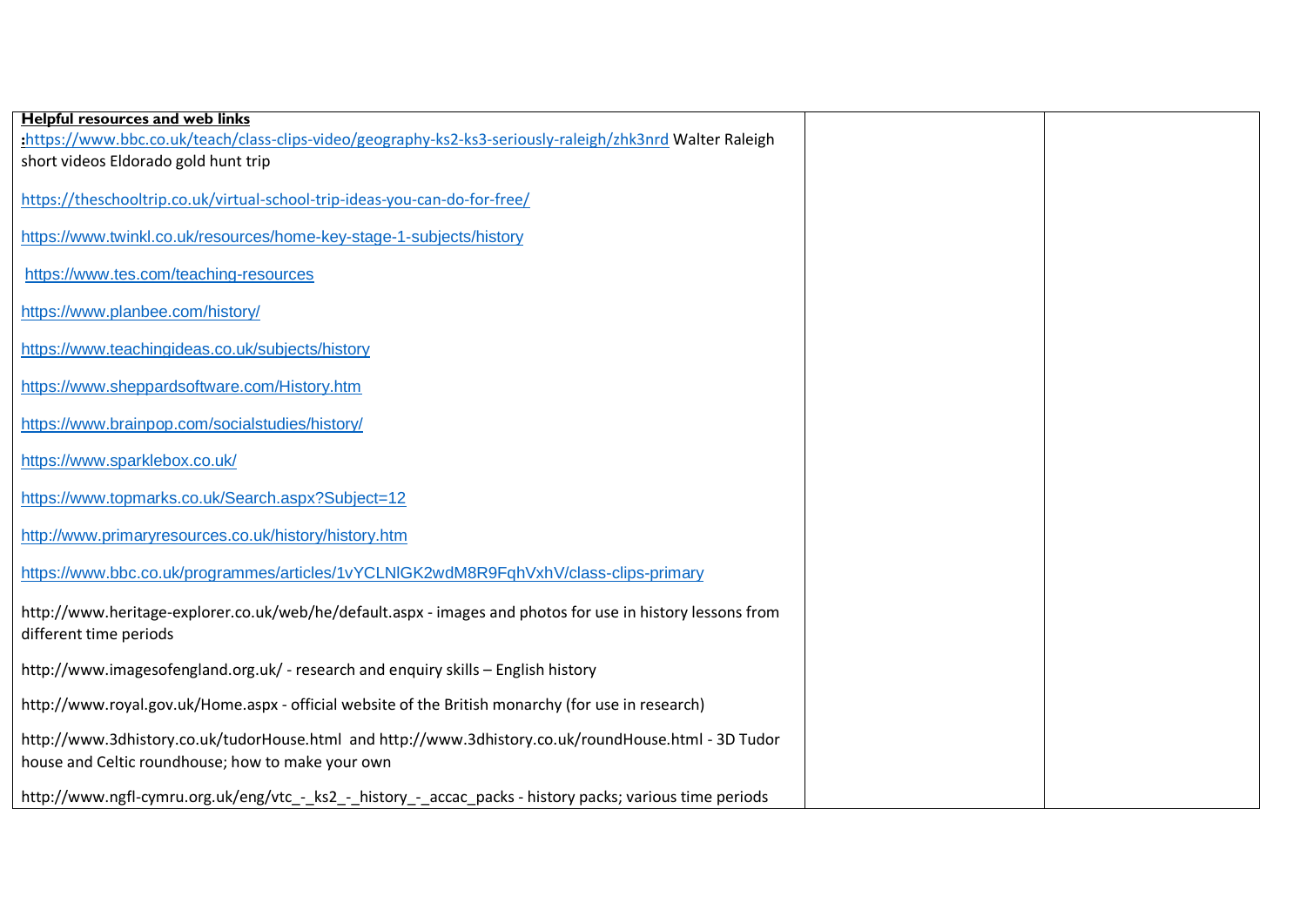| **Helpful resources and web links** :https://www.bbc.co.uk/teach/class-clips-video/geography-ks2-ks3-seriously-raleigh/zhk3nrd Walter Raleigh short videos Eldorado gold hunt trip<br><br>https://theschooltrip.co.uk/virtual-school-trip-ideas-you-can-do-for-free/<br><br>https://www.twinkl.co.uk/resources/home-key-stage-1-subjects/history<br><br>https://www.tes.com/teaching-resources<br><br>https://www.planbee.com/history/<br><br>https://www.teachingideas.co.uk/subjects/history<br><br>https://www.sheppardsoftware.com/History.htm<br><br>https://www.brainpop.com/socialstudies/history/<br><br>https://www.sparklebox.co.uk/<br><br>https://www.topmarks.co.uk/Search.aspx?Subject=12<br><br>http://www.primaryresources.co.uk/history/history.htm<br><br>https://www.bbc.co.uk/programmes/articles/1vYCLNlGK2wdM8R9FqhVxhV/class-clips-primary<br><br>http://www.heritage-explorer.co.uk/web/he/default.aspx - images and photos for use in history lessons from different time periods<br><br>http://www.imagesofengland.org.uk/ - research and enquiry skills – English history<br><br>http://www.royal.gov.uk/Home.aspx - official website of the British monarchy (for use in research)<br><br>http://www.3dhistory.co.uk/tudorHouse.html and http://www.3dhistory.co.uk/roundHouse.html - 3D Tudor house and Celtic roundhouse; how to make your own<br><br>http://www.ngfl-cymru.org.uk/eng/vtc_-_ks2_-_history_-_accac_packs - history packs; various time periods | | |
|---|---|---|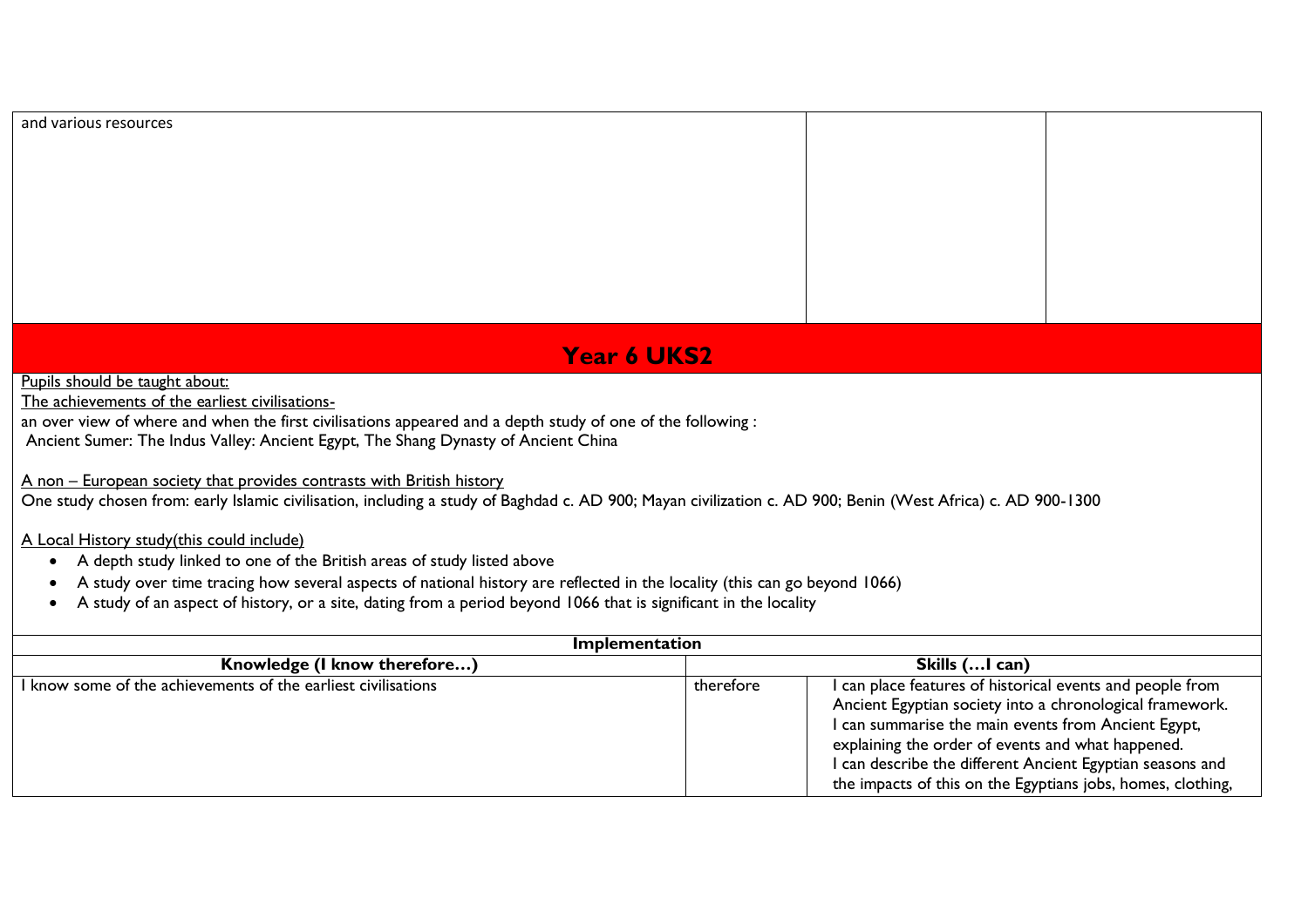| and various resources | | |
|---|---|---|

## Year 6 UKS2

Pupils should be taught about:

The achievements of the earliest civilisations-

an over view of where and when the first civilisations appeared and a depth study of one of the following :
Ancient Sumer: The Indus Valley: Ancient Egypt, The Shang Dynasty of Ancient China

A non – European society that provides contrasts with British history

One study chosen from: early Islamic civilisation, including a study of Baghdad c. AD 900; Mayan civilization c. AD 900; Benin (West Africa) c. AD 900-1300

A Local History study(this could include)

- A depth study linked to one of the British areas of study listed above
- A study over time tracing how several aspects of national history are reflected in the locality (this can go beyond 1066)
- A study of an aspect of history, or a site, dating from a period beyond 1066 that is significant in the locality

| **Implementation** | | |
|---|---|---|
| **Knowledge (I know therefore…)** | | **Skills (…I can)** |
| I know some of the achievements of the earliest civilisations | therefore | I can place features of historical events and people from Ancient Egyptian society into a chronological framework.<br>I can summarise the main events from Ancient Egypt, explaining the order of events and what happened.<br>I can describe the different Ancient Egyptian seasons and the impacts of this on the Egyptians jobs, homes, clothing, |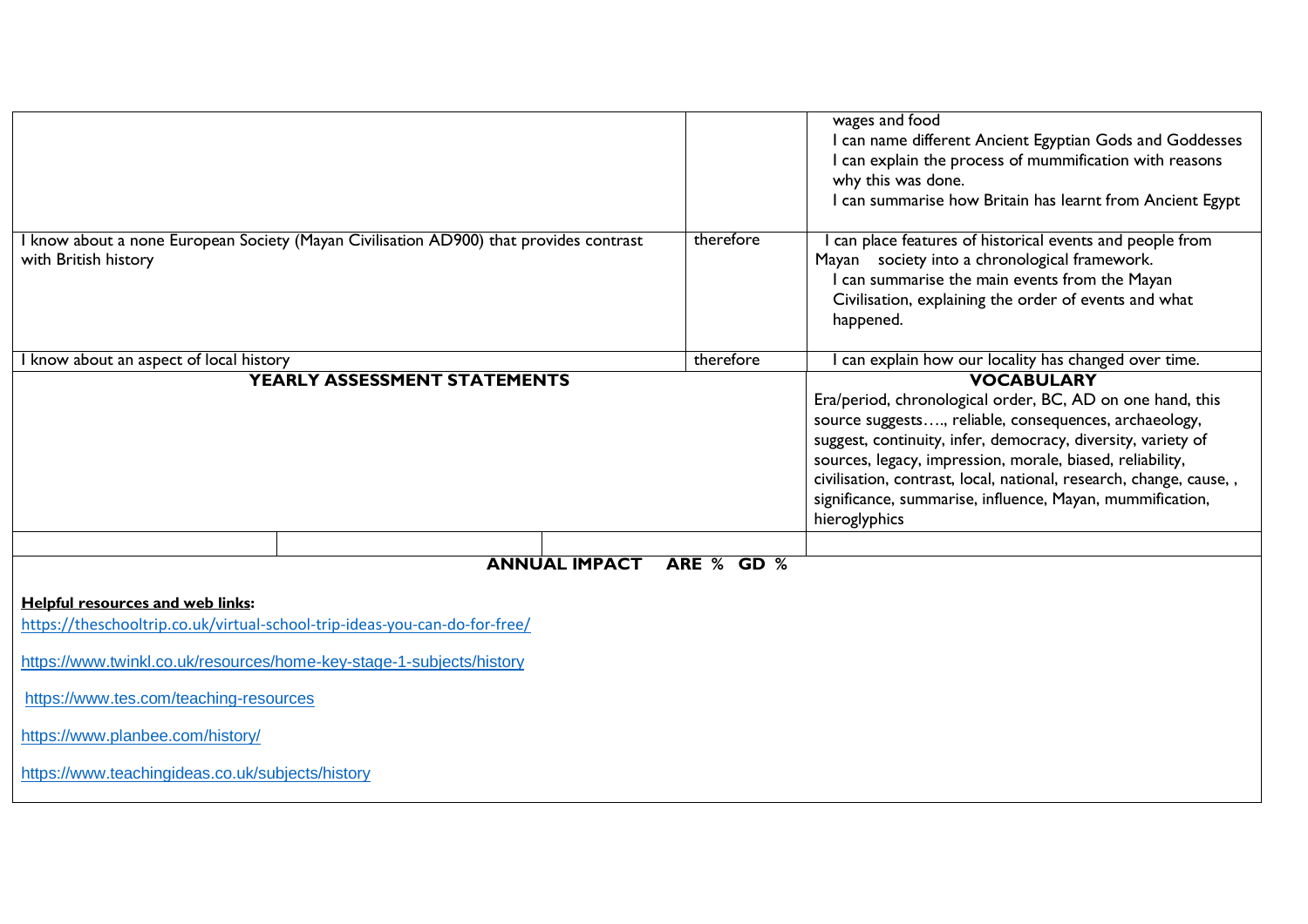| | | |
|---|---|---|
| | | wages and food<br>I can name different Ancient Egyptian Gods and Goddesses<br>I can explain the process of mummification with reasons why this was done.<br>I can summarise how Britain has learnt from Ancient Egypt |
| I know about a none European Society (Mayan Civilisation AD900) that provides contrast with British history | therefore | I can place features of historical events and people from Mayan society into a chronological framework.<br>I can summarise the main events from the Mayan Civilisation, explaining the order of events and what happened. |
| I know about an aspect of local history | therefore | I can explain how our locality has changed over time. |
| **YEARLY ASSESSMENT STATEMENTS** | | **VOCABULARY**<br>Era/period, chronological order, BC, AD on one hand, this source suggests…., reliable, consequences, archaeology, suggest, continuity, infer, democracy, diversity, variety of sources, legacy, impression, morale, biased, reliability, civilisation, contrast, local, national, research, change, cause, , significance, summarise, influence, Mayan, mummification, hieroglyphics |

**ANNUAL IMPACT ARE % GD %**

**Helpful resources and web links:**

https://theschooltrip.co.uk/virtual-school-trip-ideas-you-can-do-for-free/

https://www.twinkl.co.uk/resources/home-key-stage-1-subjects/history

https://www.tes.com/teaching-resources

https://www.planbee.com/history/

https://www.teachingideas.co.uk/subjects/history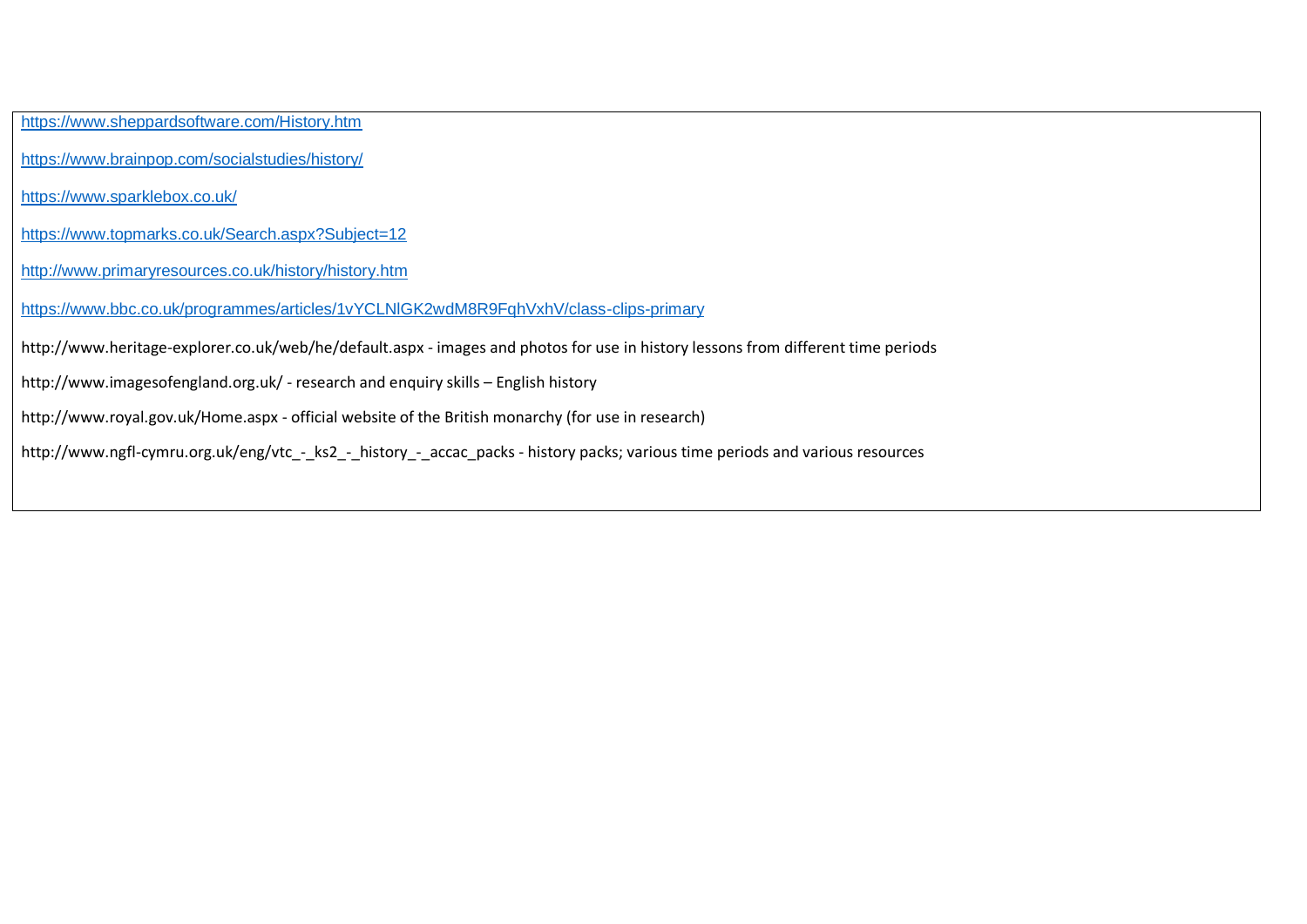https://www.sheppardsoftware.com/History.htm

https://www.brainpop.com/socialstudies/history/

https://www.sparklebox.co.uk/

https://www.topmarks.co.uk/Search.aspx?Subject=12

http://www.primaryresources.co.uk/history/history.htm

https://www.bbc.co.uk/programmes/articles/1vYCLNlGK2wdM8R9FqhVxhV/class-clips-primary

http://www.heritage-explorer.co.uk/web/he/default.aspx - images and photos for use in history lessons from different time periods

http://www.imagesofengland.org.uk/ - research and enquiry skills – English history

http://www.royal.gov.uk/Home.aspx - official website of the British monarchy (for use in research)

http://www.ngfl-cymru.org.uk/eng/vtc_-_ks2_-_history_-_accac_packs - history packs; various time periods and various resources